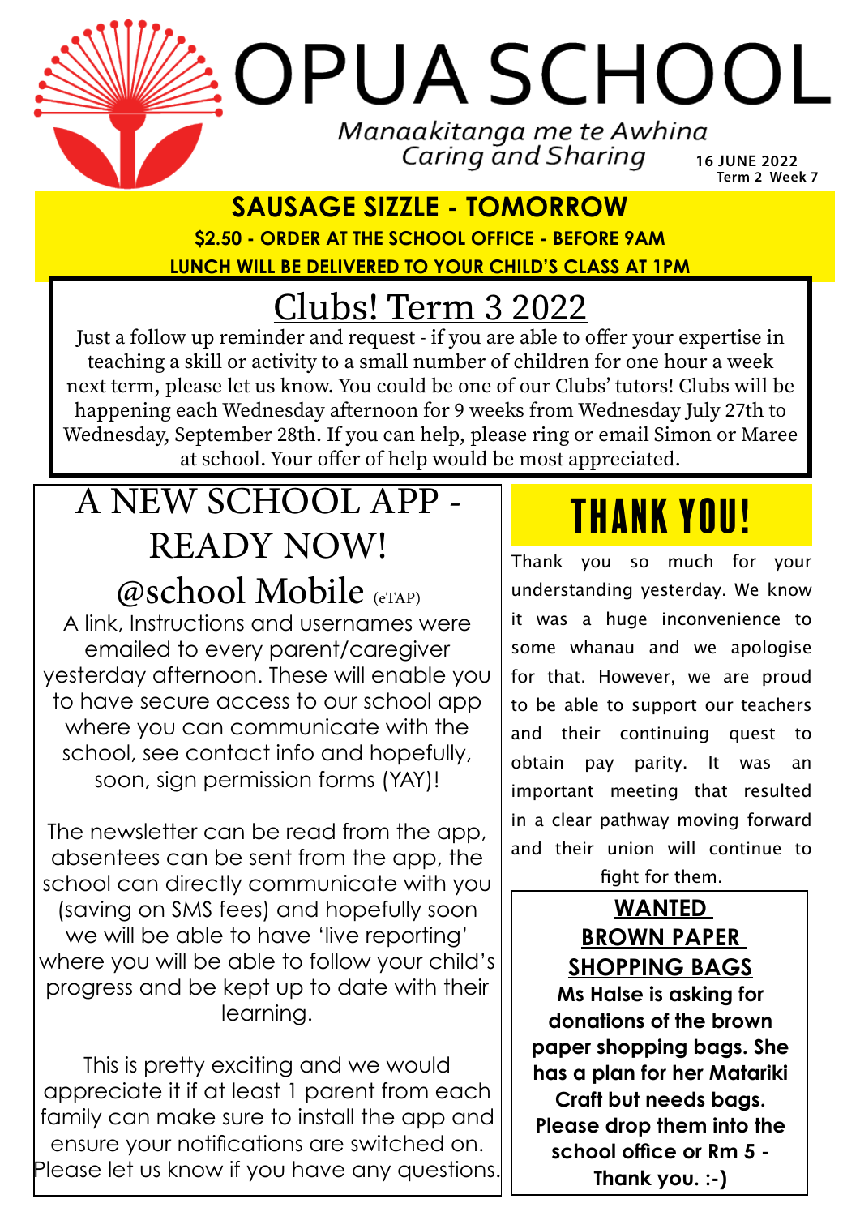# OPUA SCHOOL

*Manaakitanga me te Awhina*
*Caring and Sharing*

**16 JUNE 2022**
**Term 2 Week 7**

## SAUSAGE SIZZLE - TOMORROW

**$2.50 - ORDER AT THE SCHOOL OFFICE - BEFORE 9AM**

**LUNCH WILL BE DELIVERED TO YOUR CHILD'S CLASS AT 1PM**

## Clubs! Term 3 2022

Just a follow up reminder and request - if you are able to offer your expertise in teaching a skill or activity to a small number of children for one hour a week next term, please let us know. You could be one of our Clubs' tutors! Clubs will be happening each Wednesday afternoon for 9 weeks from Wednesday July 27th to Wednesday, September 28th. If you can help, please ring or email Simon or Maree at school. Your offer of help would be most appreciated.

## A NEW SCHOOL APP - READY NOW!

### @school Mobile (eTAP)

A link, Instructions and usernames were emailed to every parent/caregiver yesterday afternoon. These will enable you to have secure access to our school app where you can communicate with the school, see contact info and hopefully, soon, sign permission forms (YAY)!

The newsletter can be read from the app, absentees can be sent from the app, the school can directly communicate with you (saving on SMS fees) and hopefully soon we will be able to have 'live reporting' where you will be able to follow your child's progress and be kept up to date with their learning.

This is pretty exciting and we would appreciate it if at least 1 parent from each family can make sure to install the app and ensure your notifications are switched on. Please let us know if you have any questions.

## THANK YOU!

Thank you so much for your understanding yesterday. We know it was a huge inconvenience to some whanau and we apologise for that. However, we are proud to be able to support our teachers and their continuing quest to obtain pay parity. It was an important meeting that resulted in a clear pathway moving forward and their union will continue to fight for them.

## WANTED BROWN PAPER SHOPPING BAGS

**Ms Halse is asking for donations of the brown paper shopping bags. She has a plan for her Matariki Craft but needs bags. Please drop them into the school office or Rm 5 - Thank you. :-)**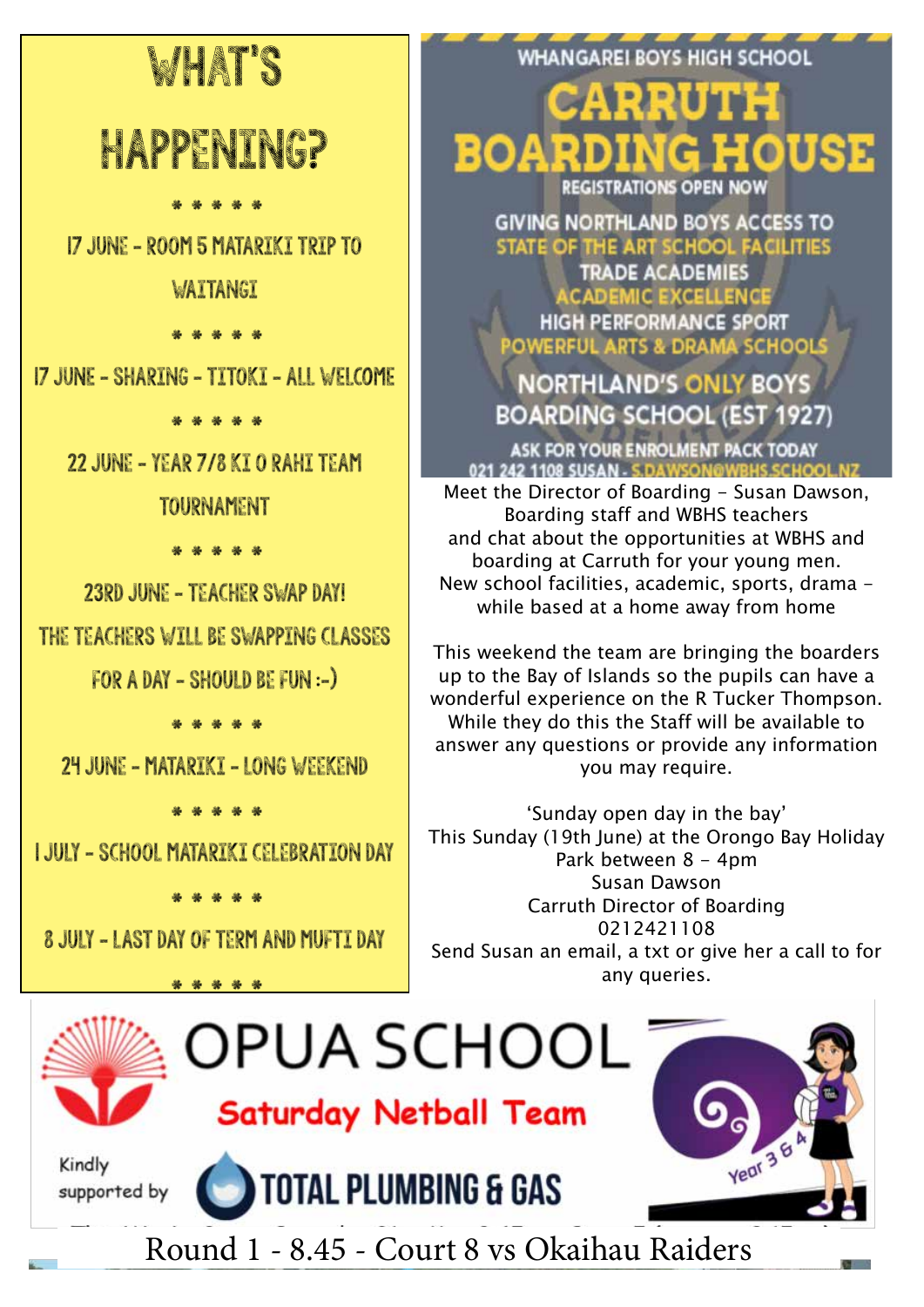# WHAT'S HAPPENING?

\* \* \* \* \*

17 JUNE - ROOM 5 MATARIKI TRIP TO WAITANGI

\* \* \* \* \*

17 JUNE - SHARING - TITOKI - ALL WELCOME

\* \* \* \* \*

22 JUNE - YEAR 7/8 KI O RAHI TEAM TOURNAMENT

\* \* \* \* \*

23RD JUNE - TEACHER SWAP DAY! THE TEACHERS WILL BE SWAPPING CLASSES FOR A DAY - SHOULD BE FUN :-)

\* \* \* \* \*

24 JUNE - MATARIKI - LONG WEEKEND

\* \* \* \* \*

1 JULY - SCHOOL MATARIKI CELEBRATION DAY

\* \* \* \* \*

8 JULY - LAST DAY OF TERM AND MUFTI DAY

\* \* \* \* \*

WHANGAREI BOYS HIGH SCHOOL

# CARRUTH BOARDING HOUSE

REGISTRATIONS OPEN NOW

GIVING NORTHLAND BOYS ACCESS TO STATE OF THE ART SCHOOL FACILITIES

TRADE ACADEMIES

ACADEMIC EXCELLENCE

HIGH PERFORMANCE SPORT

POWERFUL ARTS & DRAMA SCHOOLS

NORTHLAND'S ONLY BOYS BOARDING SCHOOL (EST 1927)

ASK FOR YOUR ENROLMENT PACK TODAY

021 242 1108 SUSAN - S.DAWSON@WBHS.SCHOOL.NZ

Meet the Director of Boarding – Susan Dawson, Boarding staff and WBHS teachers and chat about the opportunities at WBHS and boarding at Carruth for your young men. New school facilities, academic, sports, drama – while based at a home away from home

This weekend the team are bringing the boarders up to the Bay of Islands so the pupils can have a wonderful experience on the R Tucker Thompson. While they do this the Staff will be available to answer any questions or provide any information you may require.

'Sunday open day in the bay'
This Sunday (19th June) at the Orongo Bay Holiday Park between 8 – 4pm
Susan Dawson
Carruth Director of Boarding
0212421108
Send Susan an email, a txt or give her a call to for any queries.

# OPUA SCHOOL

## Saturday Netball Team

Kindly supported by TOTAL PLUMBING & GAS

Year 3 & 4

Round 1 - 8.45 - Court 8 vs Okaihau Raiders